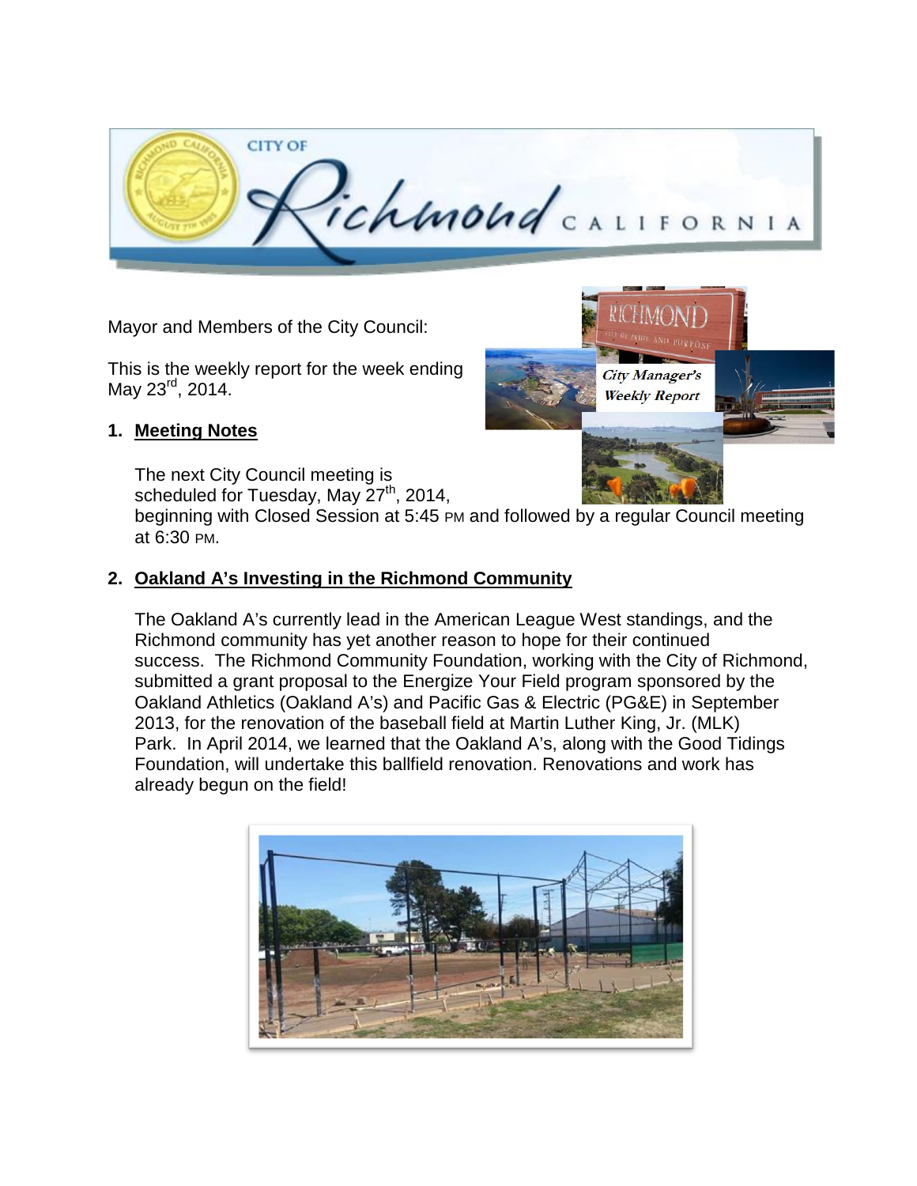Mayor and Members of the City Council:

This is the weekly report for the week ending May 23rd, 2014.

## 1. Meeting Notes

The next City Council meeting is scheduled for Tuesday, May 27th, 2014, beginning with Closed Session at 5:45 PM and followed by a regular Council meeting at 6:30 PM.

## 2. Oakland A's Investing in the Richmond Community

The Oakland A's currently lead in the American League West standings, and the Richmond community has yet another reason to hope for their continued success. The Richmond Community Foundation, working with the City of Richmond, submitted a grant proposal to the Energize Your Field program sponsored by the Oakland Athletics (Oakland A's) and Pacific Gas & Electric (PG&E) in September 2013, for the renovation of the baseball field at Martin Luther King, Jr. (MLK) Park. In April 2014, we learned that the Oakland A's, along with the Good Tidings Foundation, will undertake this ballfield renovation. Renovations and work has already begun on the field!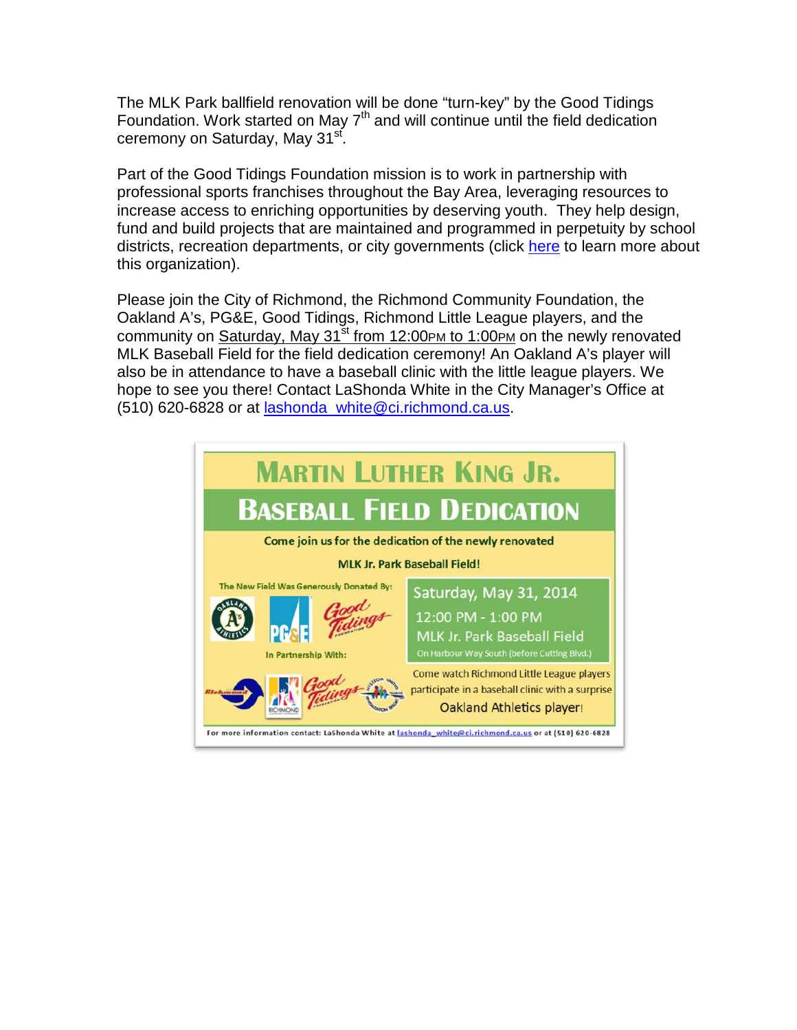The MLK Park ballfield renovation will be done "turn-key" by the Good Tidings Foundation. Work started on May 7th and will continue until the field dedication ceremony on Saturday, May 31st.

Part of the Good Tidings Foundation mission is to work in partnership with professional sports franchises throughout the Bay Area, leveraging resources to increase access to enriching opportunities by deserving youth. They help design, fund and build projects that are maintained and programmed in perpetuity by school districts, recreation departments, or city governments (click here to learn more about this organization).

Please join the City of Richmond, the Richmond Community Foundation, the Oakland A's, PG&E, Good Tidings, Richmond Little League players, and the community on Saturday, May 31st from 12:00PM to 1:00PM on the newly renovated MLK Baseball Field for the field dedication ceremony! An Oakland A's player will also be in attendance to have a baseball clinic with the little league players. We hope to see you there! Contact LaShonda White in the City Manager's Office at (510) 620-6828 or at lashonda_white@ci.richmond.ca.us.

# MARTIN LUTHER KING JR.

## BASEBALL FIELD DEDICATION

Come join us for the dedication of the newly renovated

MLK Jr. Park Baseball Field!

The New Field Was Generously Donated By:

In Partnership With:

Saturday, May 31, 2014

12:00 PM - 1:00 PM

MLK Jr. Park Baseball Field

On Harbour Way South (before Cutting Blvd.)

Come watch Richmond Little League players participate in a baseball clinic with a surprise Oakland Athletics player!

For more information contact: LaShonda White at lashonda_white@ci.richmond.ca.us or at (510) 620-6828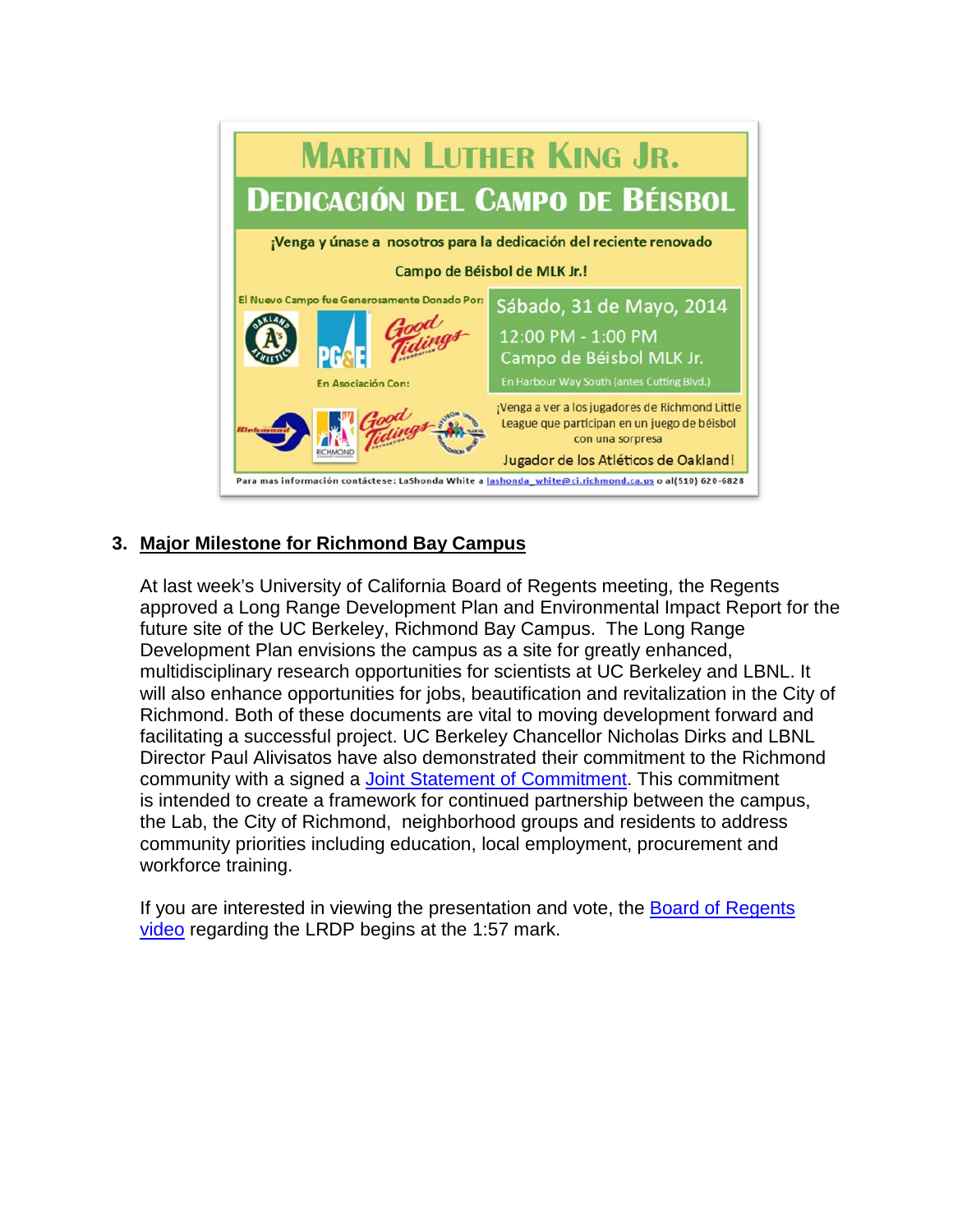# Martin Luther King Jr.

## Dedicación del Campo de Béisbol

¡Venga y únase a nosotros para la dedicación del reciente renovado

Campo de Béisbol de MLK Jr.!

El Nuevo Campo fue Generosamente Donado Por:

En Asociación Con:

Sábado, 31 de Mayo, 2014

12:00 PM - 1:00 PM

Campo de Béisbol MLK Jr.

En Harbour Way South (antes Cutting Blvd.)

¡Venga a ver a los jugadores de Richmond Little League que participan en un juego de béisbol con una sorpresa

Jugador de los Atléticos de Oakland!

Para mas información contáctese: LaShonda White a lashonda_white@ci.richmond.ca.us o al(510) 620-6828

3. **Major Milestone for Richmond Bay Campus**

At last week's University of California Board of Regents meeting, the Regents approved a Long Range Development Plan and Environmental Impact Report for the future site of the UC Berkeley, Richmond Bay Campus. The Long Range Development Plan envisions the campus as a site for greatly enhanced, multidisciplinary research opportunities for scientists at UC Berkeley and LBNL. It will also enhance opportunities for jobs, beautification and revitalization in the City of Richmond. Both of these documents are vital to moving development forward and facilitating a successful project. UC Berkeley Chancellor Nicholas Dirks and LBNL Director Paul Alivisatos have also demonstrated their commitment to the Richmond community with a signed a Joint Statement of Commitment. This commitment is intended to create a framework for continued partnership between the campus, the Lab, the City of Richmond, neighborhood groups and residents to address community priorities including education, local employment, procurement and workforce training.

If you are interested in viewing the presentation and vote, the Board of Regents video regarding the LRDP begins at the 1:57 mark.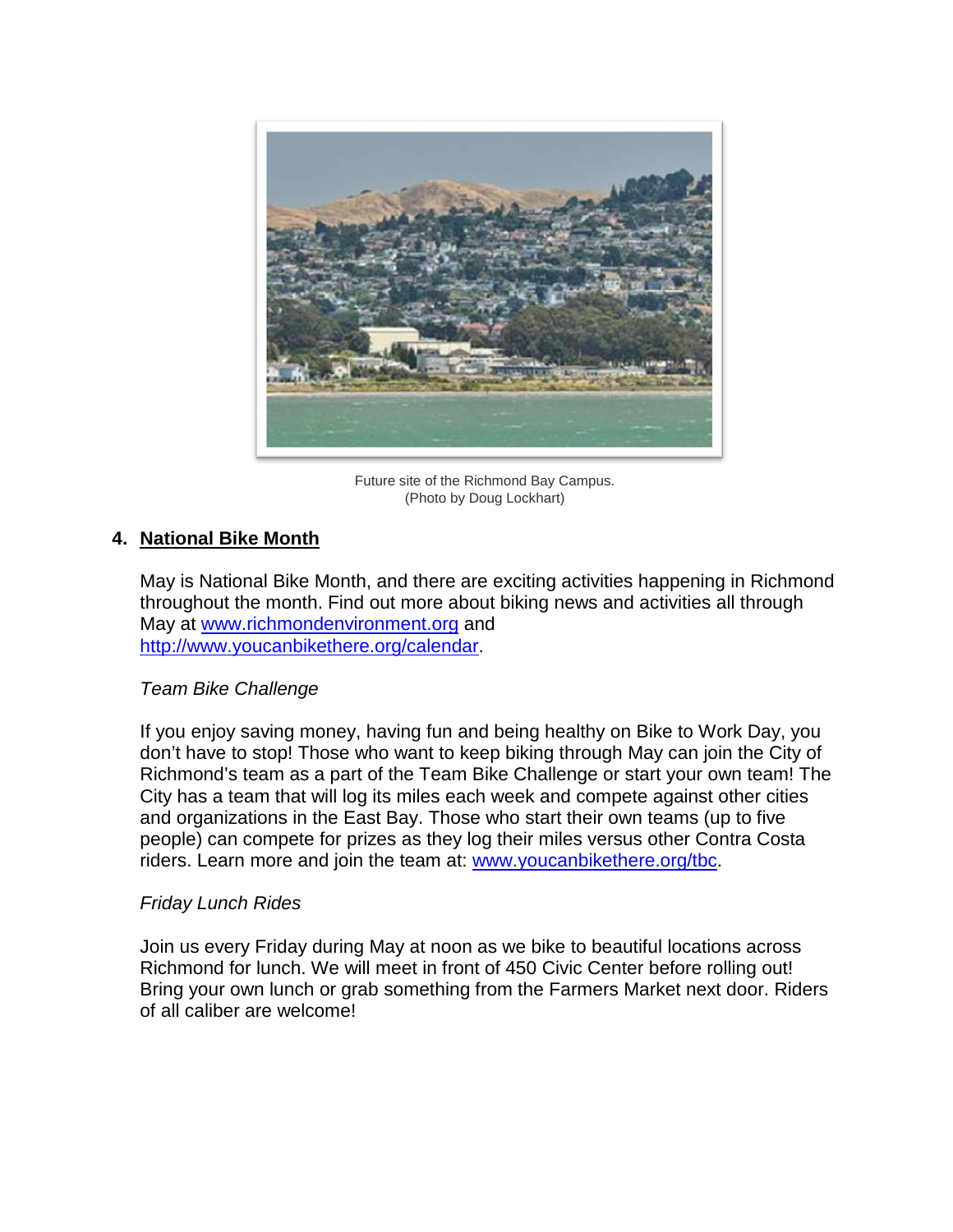Future site of the Richmond Bay Campus.
(Photo by Doug Lockhart)

## 4. National Bike Month

May is National Bike Month, and there are exciting activities happening in Richmond throughout the month. Find out more about biking news and activities all through May at www.richmondenvironment.org and http://www.youcanbikethere.org/calendar.

*Team Bike Challenge*

If you enjoy saving money, having fun and being healthy on Bike to Work Day, you don't have to stop! Those who want to keep biking through May can join the City of Richmond's team as a part of the Team Bike Challenge or start your own team! The City has a team that will log its miles each week and compete against other cities and organizations in the East Bay. Those who start their own teams (up to five people) can compete for prizes as they log their miles versus other Contra Costa riders. Learn more and join the team at: www.youcanbikethere.org/tbc.

*Friday Lunch Rides*

Join us every Friday during May at noon as we bike to beautiful locations across Richmond for lunch. We will meet in front of 450 Civic Center before rolling out! Bring your own lunch or grab something from the Farmers Market next door. Riders of all caliber are welcome!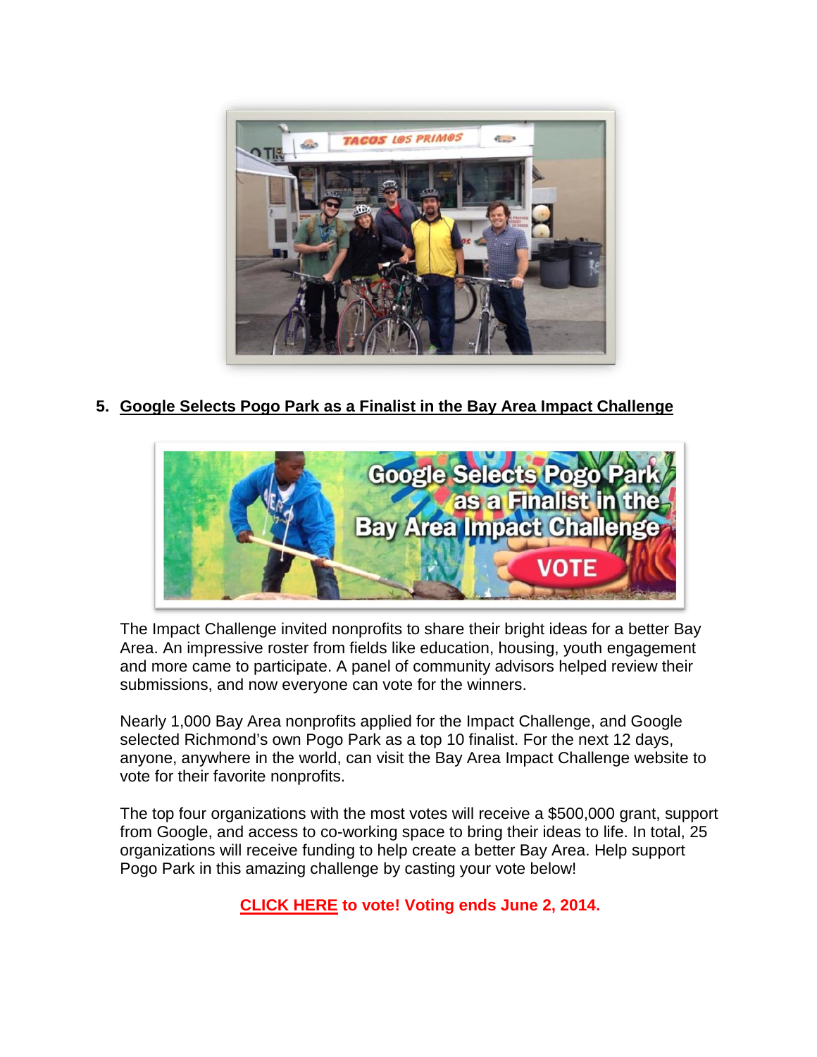5. **Google Selects Pogo Park as a Finalist in the Bay Area Impact Challenge**

The Impact Challenge invited nonprofits to share their bright ideas for a better Bay Area. An impressive roster from fields like education, housing, youth engagement and more came to participate. A panel of community advisors helped review their submissions, and now everyone can vote for the winners.

Nearly 1,000 Bay Area nonprofits applied for the Impact Challenge, and Google selected Richmond's own Pogo Park as a top 10 finalist. For the next 12 days, anyone, anywhere in the world, can visit the Bay Area Impact Challenge website to vote for their favorite nonprofits.

The top four organizations with the most votes will receive a $500,000 grant, support from Google, and access to co-working space to bring their ideas to life. In total, 25 organizations will receive funding to help create a better Bay Area. Help support Pogo Park in this amazing challenge by casting your vote below!

**CLICK HERE to vote! Voting ends June 2, 2014.**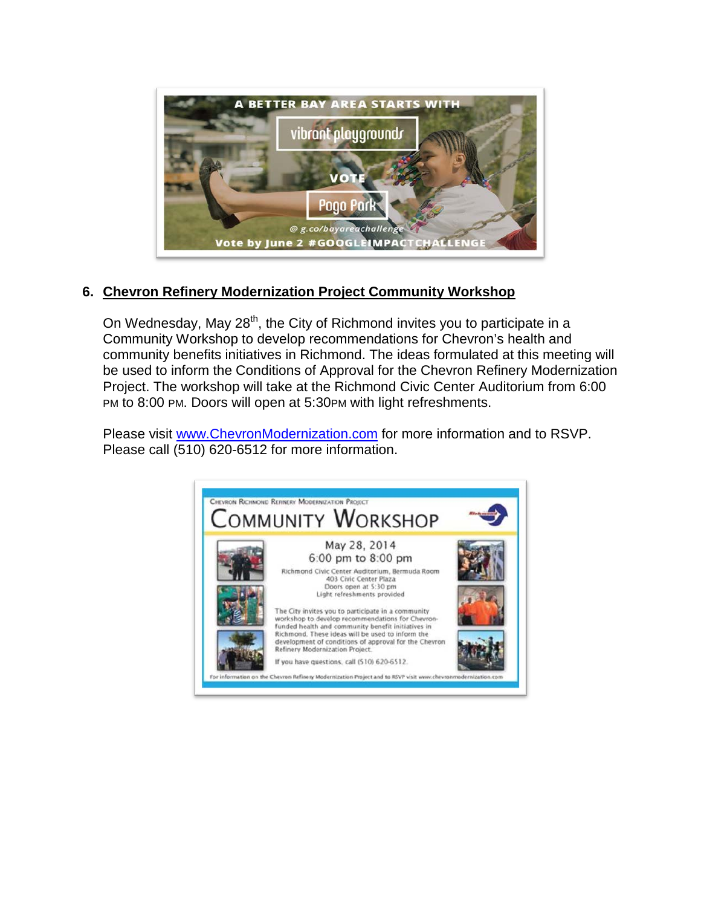6. **Chevron Refinery Modernization Project Community Workshop**

On Wednesday, May 28th, the City of Richmond invites you to participate in a Community Workshop to develop recommendations for Chevron's health and community benefits initiatives in Richmond. The ideas formulated at this meeting will be used to inform the Conditions of Approval for the Chevron Refinery Modernization Project. The workshop will take at the Richmond Civic Center Auditorium from 6:00 PM to 8:00 PM. Doors will open at 5:30PM with light refreshments.

Please visit www.ChevronModernization.com for more information and to RSVP. Please call (510) 620-6512 for more information.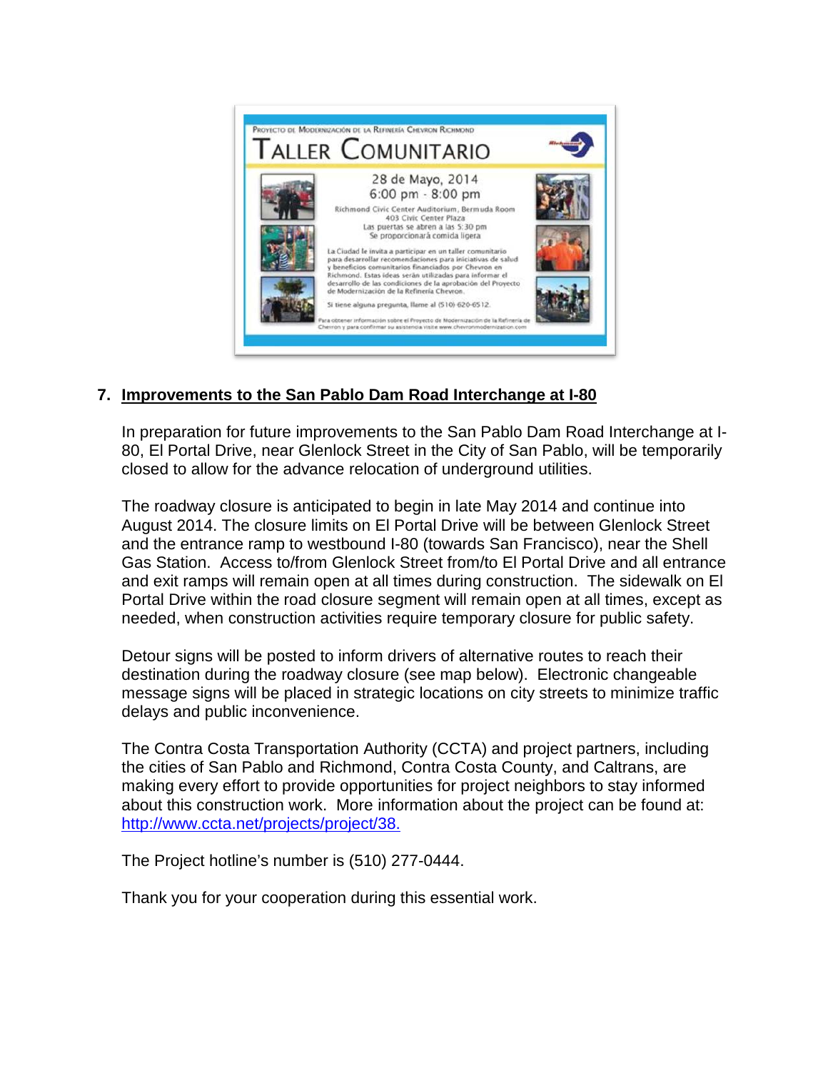Proyecto de Modernización de la Refinería Chevron Richmond

**Taller Comunitario**

28 de Mayo, 2014
6:00 pm - 8:00 pm

Richmond Civic Center Auditorium, Bermuda Room
403 Civic Center Plaza
Las puertas se abren a las 5:30 pm
Se proporcionará comida ligera

La Ciudad le invita a participar en un taller comunitario para desarrollar recomendaciones para iniciativas de salud y beneficios comunitarios financiados por Chevron en Richmond. Estas ideas serán utilizadas para informar el desarrollo de las condiciones de la aprobación del Proyecto de Modernización de la Refinería Chevron.

Si tiene alguna pregunta, llame al (510) 620-6512.

Para obtener información sobre el Proyecto de Modernización de la Refinería de Chevron y para confirmar su asistencia visite www.chevronmodernization.com

## 7. Improvements to the San Pablo Dam Road Interchange at I-80

In preparation for future improvements to the San Pablo Dam Road Interchange at I-80, El Portal Drive, near Glenlock Street in the City of San Pablo, will be temporarily closed to allow for the advance relocation of underground utilities.

The roadway closure is anticipated to begin in late May 2014 and continue into August 2014. The closure limits on El Portal Drive will be between Glenlock Street and the entrance ramp to westbound I-80 (towards San Francisco), near the Shell Gas Station. Access to/from Glenlock Street from/to El Portal Drive and all entrance and exit ramps will remain open at all times during construction. The sidewalk on El Portal Drive within the road closure segment will remain open at all times, except as needed, when construction activities require temporary closure for public safety.

Detour signs will be posted to inform drivers of alternative routes to reach their destination during the roadway closure (see map below). Electronic changeable message signs will be placed in strategic locations on city streets to minimize traffic delays and public inconvenience.

The Contra Costa Transportation Authority (CCTA) and project partners, including the cities of San Pablo and Richmond, Contra Costa County, and Caltrans, are making every effort to provide opportunities for project neighbors to stay informed about this construction work. More information about the project can be found at: http://www.ccta.net/projects/project/38.

The Project hotline's number is (510) 277-0444.

Thank you for your cooperation during this essential work.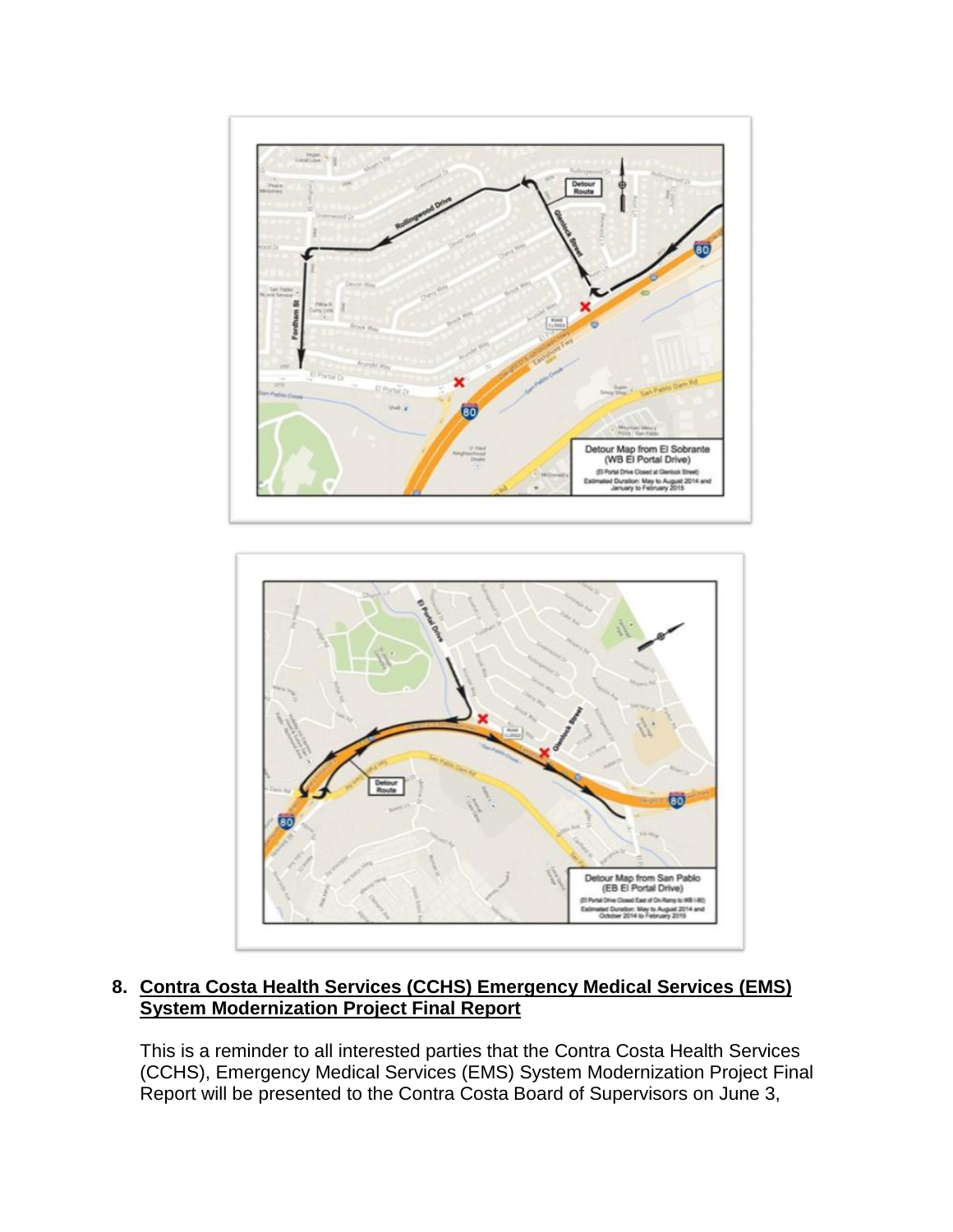**8. <u>Contra Costa Health Services (CCHS) Emergency Medical Services (EMS) System Modernization Project Final Report</u>**

This is a reminder to all interested parties that the Contra Costa Health Services (CCHS), Emergency Medical Services (EMS) System Modernization Project Final Report will be presented to the Contra Costa Board of Supervisors on June 3,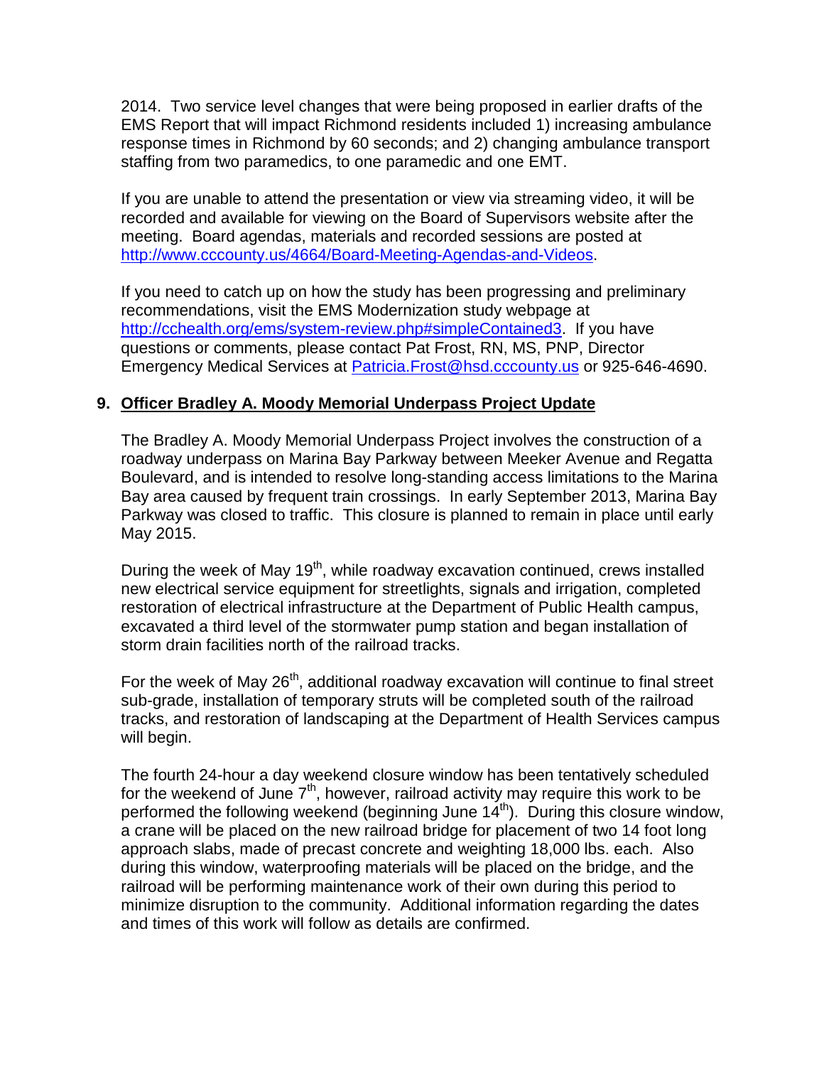2014. Two service level changes that were being proposed in earlier drafts of the EMS Report that will impact Richmond residents included 1) increasing ambulance response times in Richmond by 60 seconds; and 2) changing ambulance transport staffing from two paramedics, to one paramedic and one EMT.

If you are unable to attend the presentation or view via streaming video, it will be recorded and available for viewing on the Board of Supervisors website after the meeting. Board agendas, materials and recorded sessions are posted at http://www.cccounty.us/4664/Board-Meeting-Agendas-and-Videos.

If you need to catch up on how the study has been progressing and preliminary recommendations, visit the EMS Modernization study webpage at http://cchealth.org/ems/system-review.php#simpleContained3. If you have questions or comments, please contact Pat Frost, RN, MS, PNP, Director Emergency Medical Services at Patricia.Frost@hsd.cccounty.us or 925-646-4690.

## 9. Officer Bradley A. Moody Memorial Underpass Project Update

The Bradley A. Moody Memorial Underpass Project involves the construction of a roadway underpass on Marina Bay Parkway between Meeker Avenue and Regatta Boulevard, and is intended to resolve long-standing access limitations to the Marina Bay area caused by frequent train crossings. In early September 2013, Marina Bay Parkway was closed to traffic. This closure is planned to remain in place until early May 2015.

During the week of May 19th, while roadway excavation continued, crews installed new electrical service equipment for streetlights, signals and irrigation, completed restoration of electrical infrastructure at the Department of Public Health campus, excavated a third level of the stormwater pump station and began installation of storm drain facilities north of the railroad tracks.

For the week of May 26th, additional roadway excavation will continue to final street sub-grade, installation of temporary struts will be completed south of the railroad tracks, and restoration of landscaping at the Department of Health Services campus will begin.

The fourth 24-hour a day weekend closure window has been tentatively scheduled for the weekend of June 7th, however, railroad activity may require this work to be performed the following weekend (beginning June 14th). During this closure window, a crane will be placed on the new railroad bridge for placement of two 14 foot long approach slabs, made of precast concrete and weighting 18,000 lbs. each. Also during this window, waterproofing materials will be placed on the bridge, and the railroad will be performing maintenance work of their own during this period to minimize disruption to the community. Additional information regarding the dates and times of this work will follow as details are confirmed.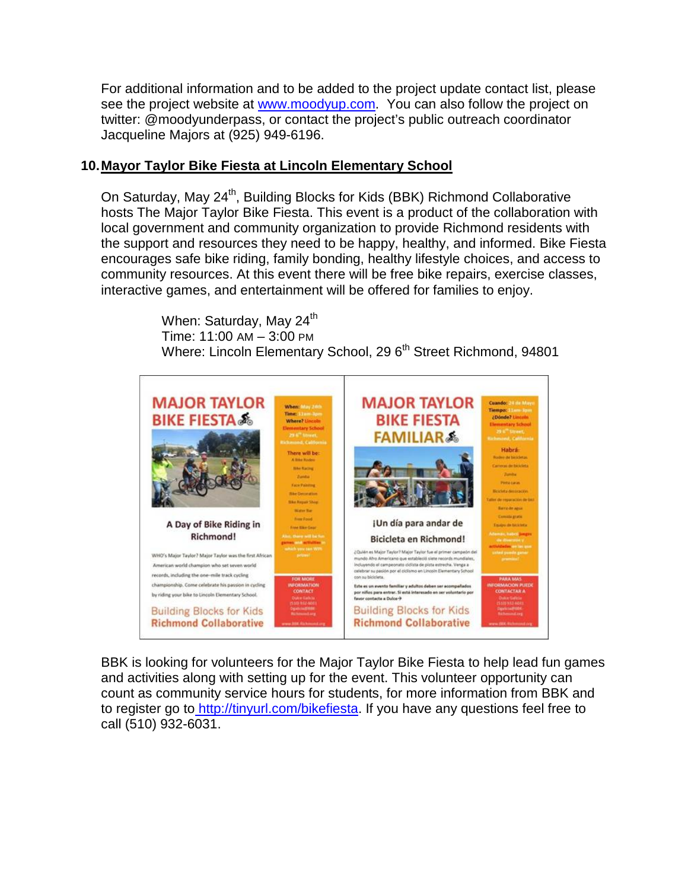For additional information and to be added to the project update contact list, please see the project website at www.moodyup.com. You can also follow the project on twitter: @moodyunderpass, or contact the project's public outreach coordinator Jacqueline Majors at (925) 949-6196.

## 10. Mayor Taylor Bike Fiesta at Lincoln Elementary School

On Saturday, May 24th, Building Blocks for Kids (BBK) Richmond Collaborative hosts The Major Taylor Bike Fiesta. This event is a product of the collaboration with local government and community organization to provide Richmond residents with the support and resources they need to be happy, healthy, and informed. Bike Fiesta encourages safe bike riding, family bonding, healthy lifestyle choices, and access to community resources. At this event there will be free bike repairs, exercise classes, interactive games, and entertainment will be offered for families to enjoy.

When: Saturday, May 24th
Time: 11:00 AM – 3:00 PM
Where: Lincoln Elementary School, 29 6th Street Richmond, 94801

BBK is looking for volunteers for the Major Taylor Bike Fiesta to help lead fun games and activities along with setting up for the event. This volunteer opportunity can count as community service hours for students, for more information from BBK and to register go to http://tinyurl.com/bikefiesta. If you have any questions feel free to call (510) 932-6031.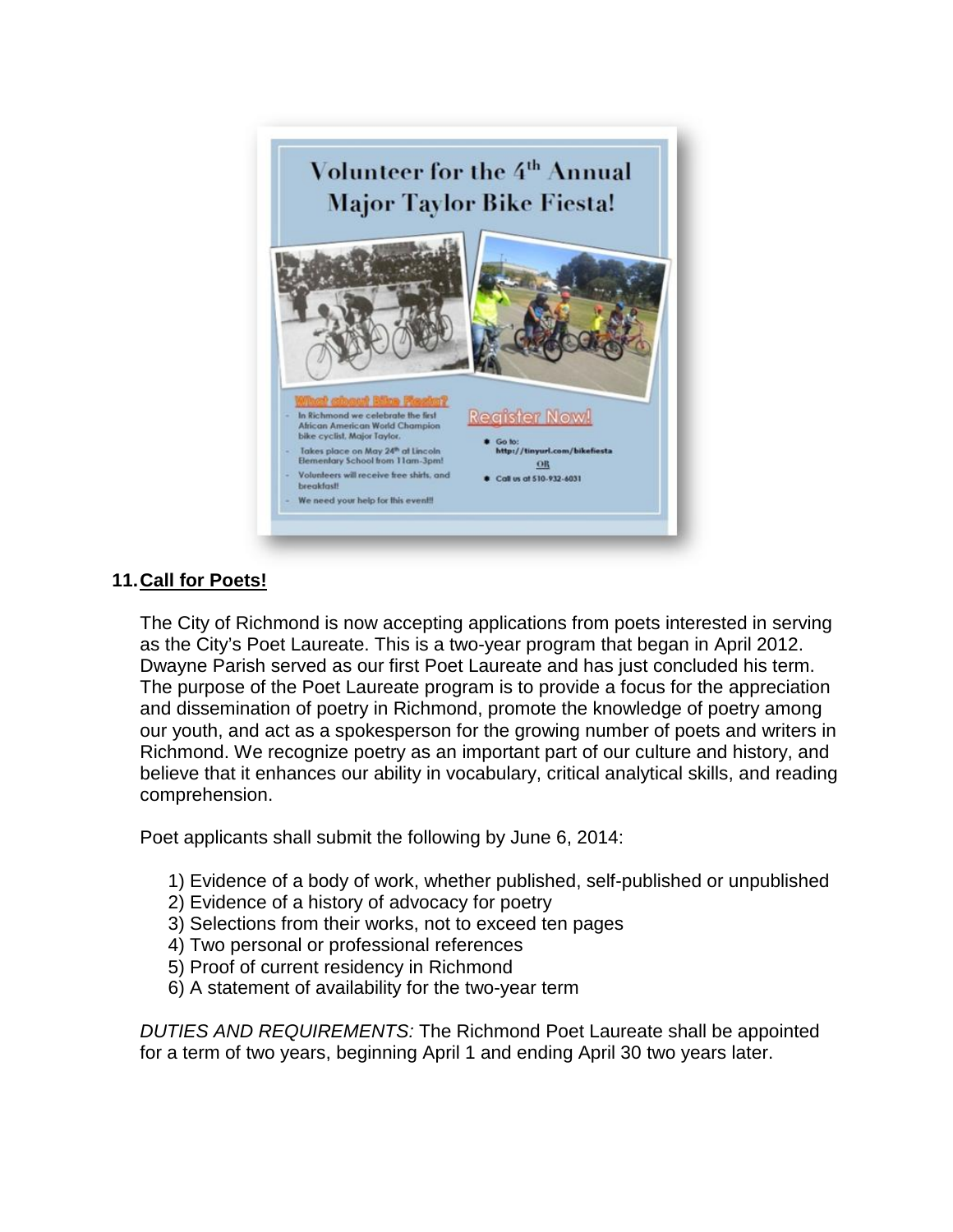# Volunteer for the 4th Annual Major Taylor Bike Fiesta!

**What about Bike Fiesta?**

- In Richmond we celebrate the first African American World Champion bike cyclist, Major Taylor.
- Takes place on May 24th at Lincoln Elementary School from 11am-3pm!
- Volunteers will receive free shirts, and breakfast!
- We need your help for this event!!!

**Register Now!**

- Go to: http://tinyurl.com/bikefiesta

  OR

- Call us at 510-932-6031

## 11. <u>Call for Poets!</u>

The City of Richmond is now accepting applications from poets interested in serving as the City's Poet Laureate. This is a two-year program that began in April 2012. Dwayne Parish served as our first Poet Laureate and has just concluded his term. The purpose of the Poet Laureate program is to provide a focus for the appreciation and dissemination of poetry in Richmond, promote the knowledge of poetry among our youth, and act as a spokesperson for the growing number of poets and writers in Richmond. We recognize poetry as an important part of our culture and history, and believe that it enhances our ability in vocabulary, critical analytical skills, and reading comprehension.

Poet applicants shall submit the following by June 6, 2014:

1) Evidence of a body of work, whether published, self-published or unpublished
2) Evidence of a history of advocacy for poetry
3) Selections from their works, not to exceed ten pages
4) Two personal or professional references
5) Proof of current residency in Richmond
6) A statement of availability for the two-year term

*DUTIES AND REQUIREMENTS:* The Richmond Poet Laureate shall be appointed for a term of two years, beginning April 1 and ending April 30 two years later.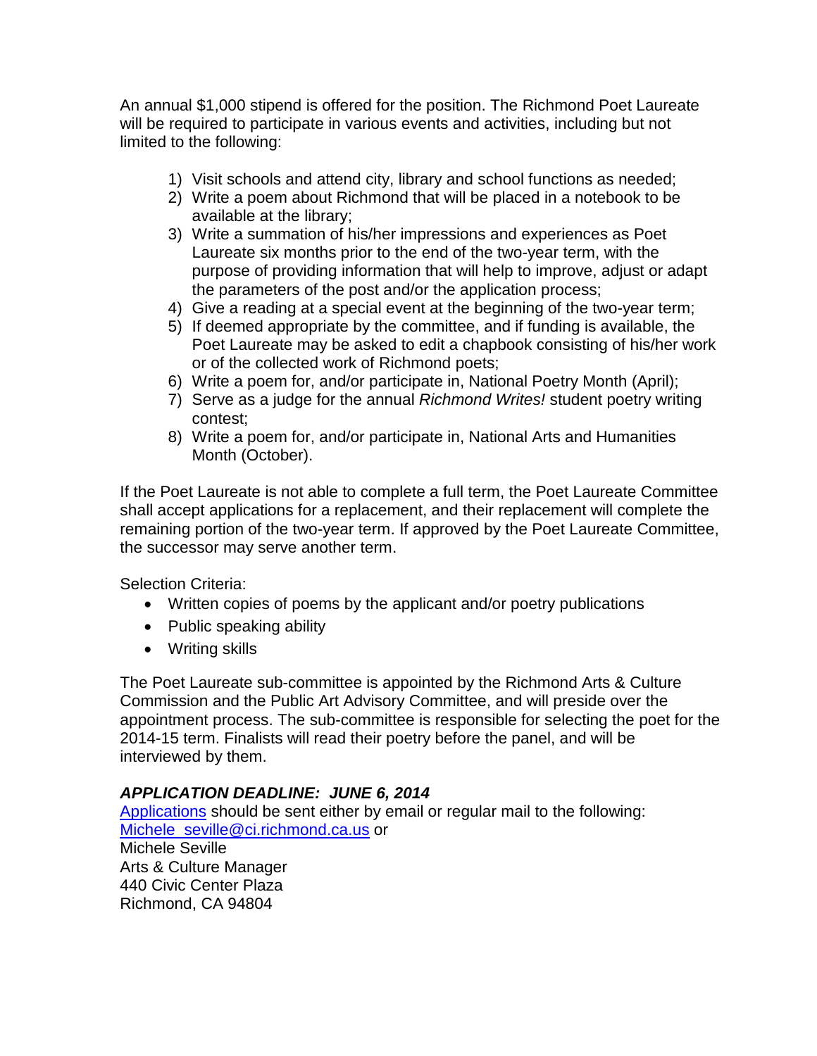An annual $1,000 stipend is offered for the position. The Richmond Poet Laureate will be required to participate in various events and activities, including but not limited to the following:

1) Visit schools and attend city, library and school functions as needed;
2) Write a poem about Richmond that will be placed in a notebook to be available at the library;
3) Write a summation of his/her impressions and experiences as Poet Laureate six months prior to the end of the two-year term, with the purpose of providing information that will help to improve, adjust or adapt the parameters of the post and/or the application process;
4) Give a reading at a special event at the beginning of the two-year term;
5) If deemed appropriate by the committee, and if funding is available, the Poet Laureate may be asked to edit a chapbook consisting of his/her work or of the collected work of Richmond poets;
6) Write a poem for, and/or participate in, National Poetry Month (April);
7) Serve as a judge for the annual *Richmond Writes!* student poetry writing contest;
8) Write a poem for, and/or participate in, National Arts and Humanities Month (October).

If the Poet Laureate is not able to complete a full term, the Poet Laureate Committee shall accept applications for a replacement, and their replacement will complete the remaining portion of the two-year term. If approved by the Poet Laureate Committee, the successor may serve another term.

Selection Criteria:

- Written copies of poems by the applicant and/or poetry publications
- Public speaking ability
- Writing skills

The Poet Laureate sub-committee is appointed by the Richmond Arts & Culture Commission and the Public Art Advisory Committee, and will preside over the appointment process. The sub-committee is responsible for selecting the poet for the 2014-15 term. Finalists will read their poetry before the panel, and will be interviewed by them.

***APPLICATION DEADLINE: JUNE 6, 2014***

Applications should be sent either by email or regular mail to the following:
Michele_seville@ci.richmond.ca.us or
Michele Seville
Arts & Culture Manager
440 Civic Center Plaza
Richmond, CA 94804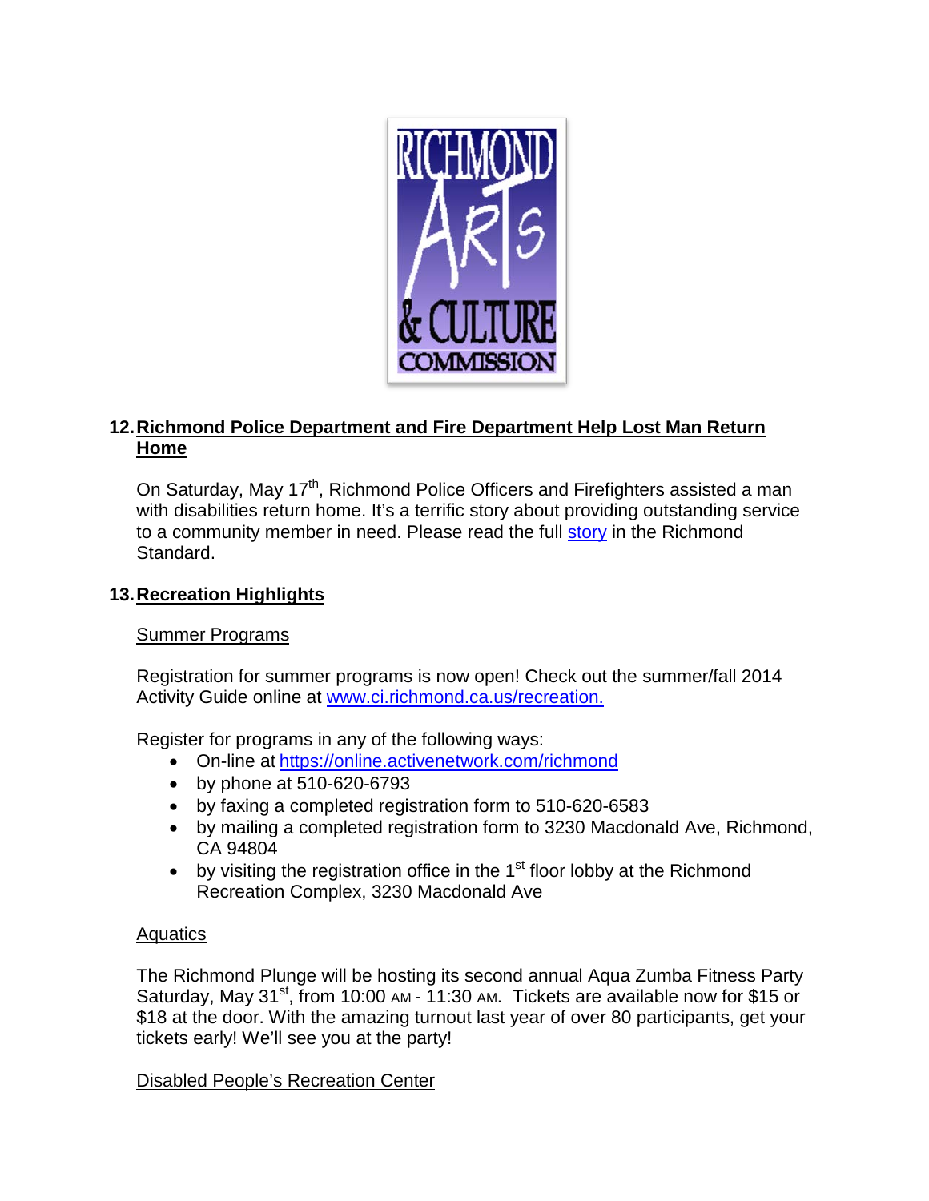## 12. Richmond Police Department and Fire Department Help Lost Man Return Home

On Saturday, May 17th, Richmond Police Officers and Firefighters assisted a man with disabilities return home. It's a terrific story about providing outstanding service to a community member in need. Please read the full story in the Richmond Standard.

## 13. Recreation Highlights

Summer Programs

Registration for summer programs is now open! Check out the summer/fall 2014 Activity Guide online at www.ci.richmond.ca.us/recreation.

Register for programs in any of the following ways:

- On-line at https://online.activenetwork.com/richmond
- by phone at 510-620-6793
- by faxing a completed registration form to 510-620-6583
- by mailing a completed registration form to 3230 Macdonald Ave, Richmond, CA 94804
- by visiting the registration office in the 1st floor lobby at the Richmond Recreation Complex, 3230 Macdonald Ave

Aquatics

The Richmond Plunge will be hosting its second annual Aqua Zumba Fitness Party Saturday, May 31st, from 10:00 AM - 11:30 AM. Tickets are available now for $15 or $18 at the door. With the amazing turnout last year of over 80 participants, get your tickets early! We'll see you at the party!

Disabled People's Recreation Center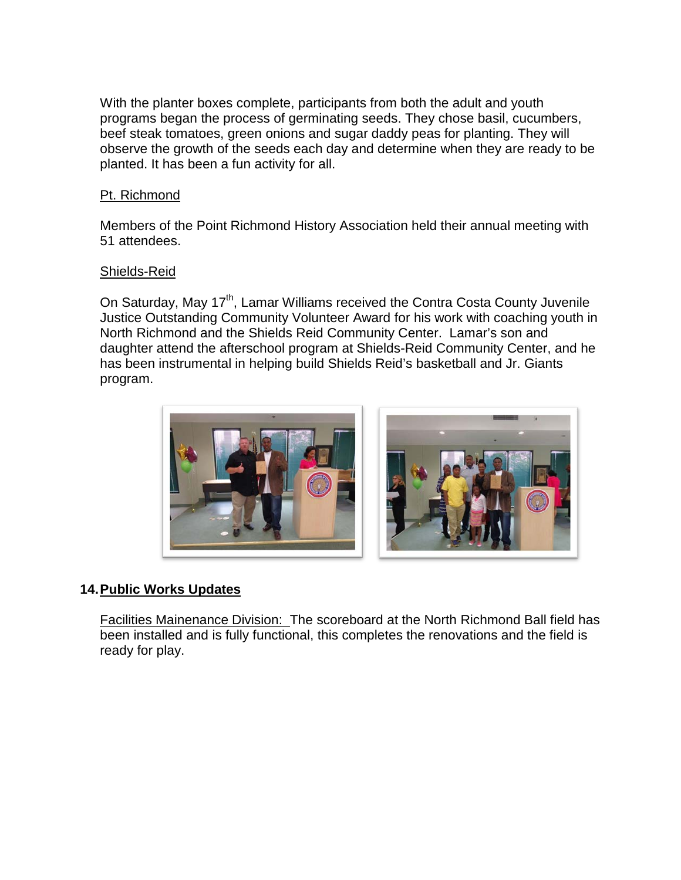With the planter boxes complete, participants from both the adult and youth programs began the process of germinating seeds. They chose basil, cucumbers, beef steak tomatoes, green onions and sugar daddy peas for planting. They will observe the growth of the seeds each day and determine when they are ready to be planted. It has been a fun activity for all.

Pt. Richmond

Members of the Point Richmond History Association held their annual meeting with 51 attendees.

Shields-Reid

On Saturday, May 17th, Lamar Williams received the Contra Costa County Juvenile Justice Outstanding Community Volunteer Award for his work with coaching youth in North Richmond and the Shields Reid Community Center. Lamar's son and daughter attend the afterschool program at Shields-Reid Community Center, and he has been instrumental in helping build Shields Reid's basketball and Jr. Giants program.

## 14. Public Works Updates

Facilities Mainenance Division: The scoreboard at the North Richmond Ball field has been installed and is fully functional, this completes the renovations and the field is ready for play.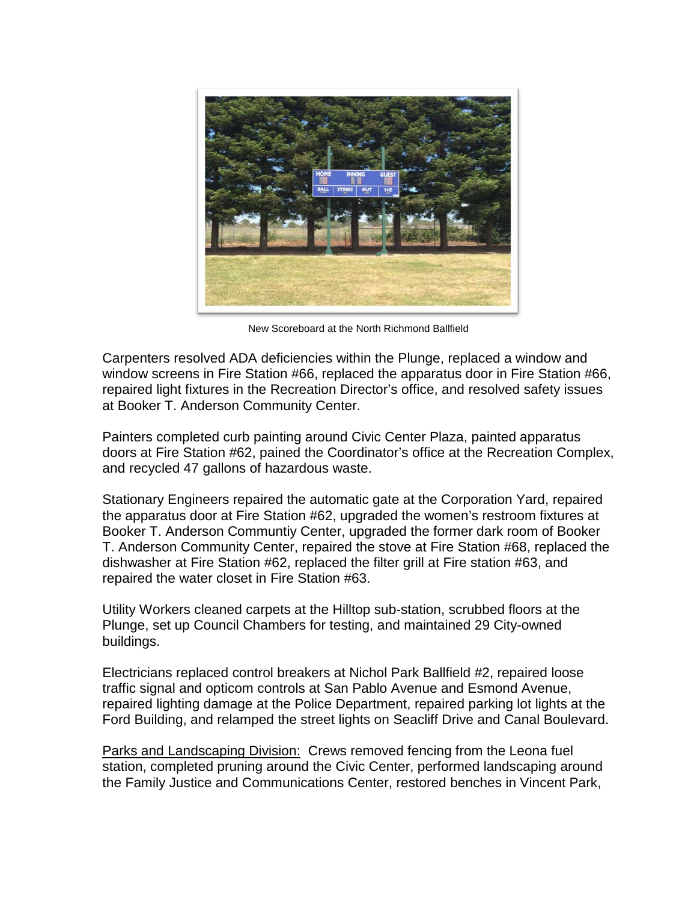New Scoreboard at the North Richmond Ballfield

Carpenters resolved ADA deficiencies within the Plunge, replaced a window and window screens in Fire Station #66, replaced the apparatus door in Fire Station #66, repaired light fixtures in the Recreation Director's office, and resolved safety issues at Booker T. Anderson Community Center.

Painters completed curb painting around Civic Center Plaza, painted apparatus doors at Fire Station #62, pained the Coordinator's office at the Recreation Complex, and recycled 47 gallons of hazardous waste.

Stationary Engineers repaired the automatic gate at the Corporation Yard, repaired the apparatus door at Fire Station #62, upgraded the women's restroom fixtures at Booker T. Anderson Communtiy Center, upgraded the former dark room of Booker T. Anderson Community Center, repaired the stove at Fire Station #68, replaced the dishwasher at Fire Station #62, replaced the filter grill at Fire station #63, and repaired the water closet in Fire Station #63.

Utility Workers cleaned carpets at the Hilltop sub-station, scrubbed floors at the Plunge, set up Council Chambers for testing, and maintained 29 City-owned buildings.

Electricians replaced control breakers at Nichol Park Ballfield #2, repaired loose traffic signal and opticom controls at San Pablo Avenue and Esmond Avenue, repaired lighting damage at the Police Department, repaired parking lot lights at the Ford Building, and relamped the street lights on Seacliff Drive and Canal Boulevard.

Parks and Landscaping Division: Crews removed fencing from the Leona fuel station, completed pruning around the Civic Center, performed landscaping around the Family Justice and Communications Center, restored benches in Vincent Park,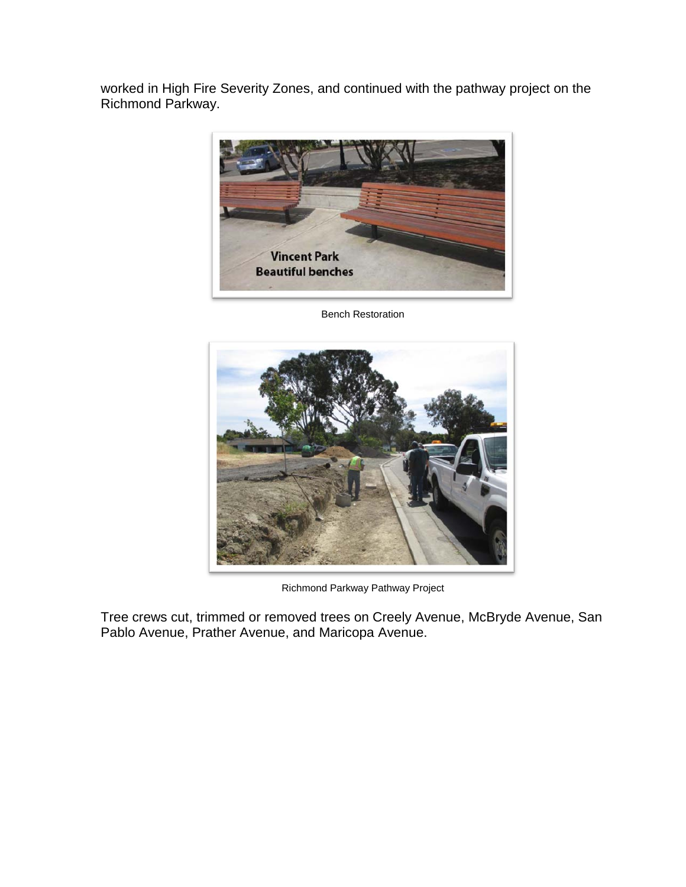worked in High Fire Severity Zones, and continued with the pathway project on the Richmond Parkway.

Bench Restoration

Richmond Parkway Pathway Project

Tree crews cut, trimmed or removed trees on Creely Avenue, McBryde Avenue, San Pablo Avenue, Prather Avenue, and Maricopa Avenue.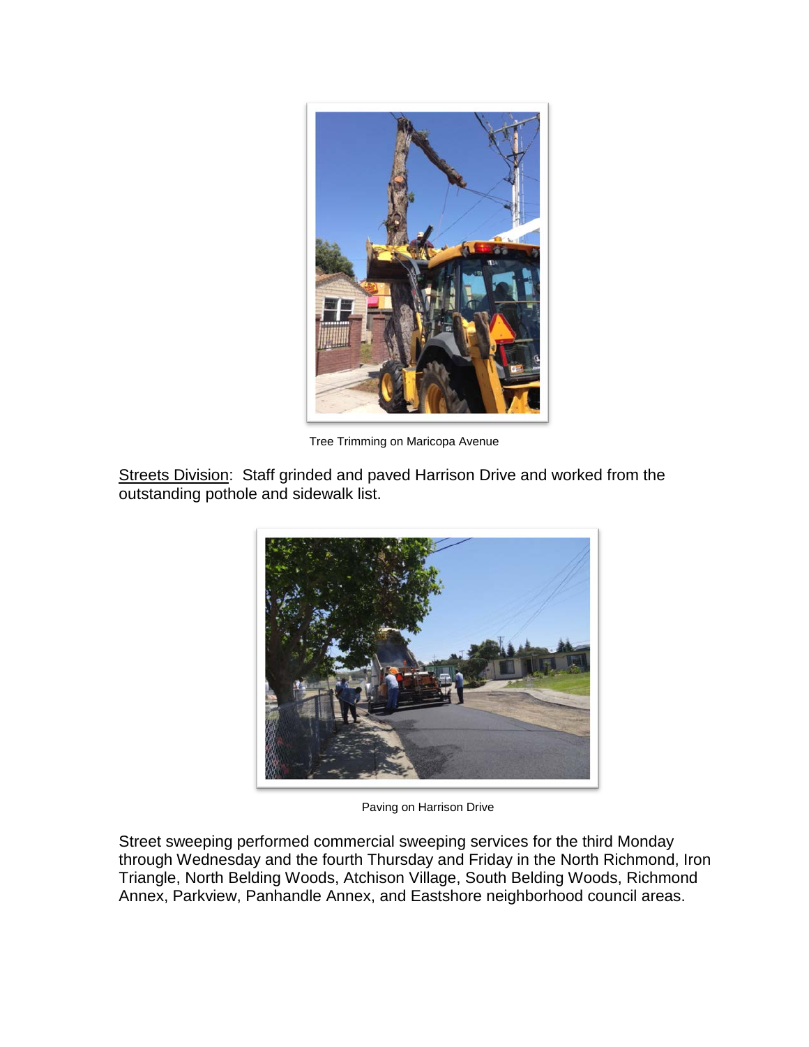Tree Trimming on Maricopa Avenue

Streets Division: Staff grinded and paved Harrison Drive and worked from the outstanding pothole and sidewalk list.

Paving on Harrison Drive

Street sweeping performed commercial sweeping services for the third Monday through Wednesday and the fourth Thursday and Friday in the North Richmond, Iron Triangle, North Belding Woods, Atchison Village, South Belding Woods, Richmond Annex, Parkview, Panhandle Annex, and Eastshore neighborhood council areas.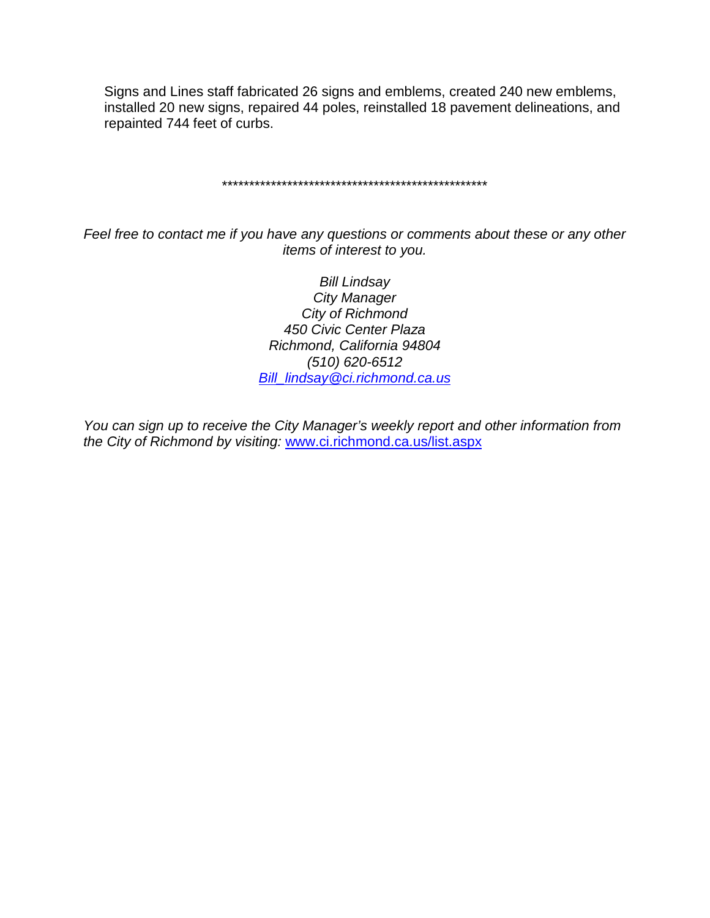Signs and Lines staff fabricated 26 signs and emblems, created 240 new emblems, installed 20 new signs, repaired 44 poles, reinstalled 18 pavement delineations, and repainted 744 feet of curbs.

**************************************************

*Feel free to contact me if you have any questions or comments about these or any other items of interest to you.*

*Bill Lindsay*
*City Manager*
*City of Richmond*
*450 Civic Center Plaza*
*Richmond, California 94804*
*(510) 620-6512*
*Bill_lindsay@ci.richmond.ca.us*

*You can sign up to receive the City Manager's weekly report and other information from the City of Richmond by visiting:* www.ci.richmond.ca.us/list.aspx